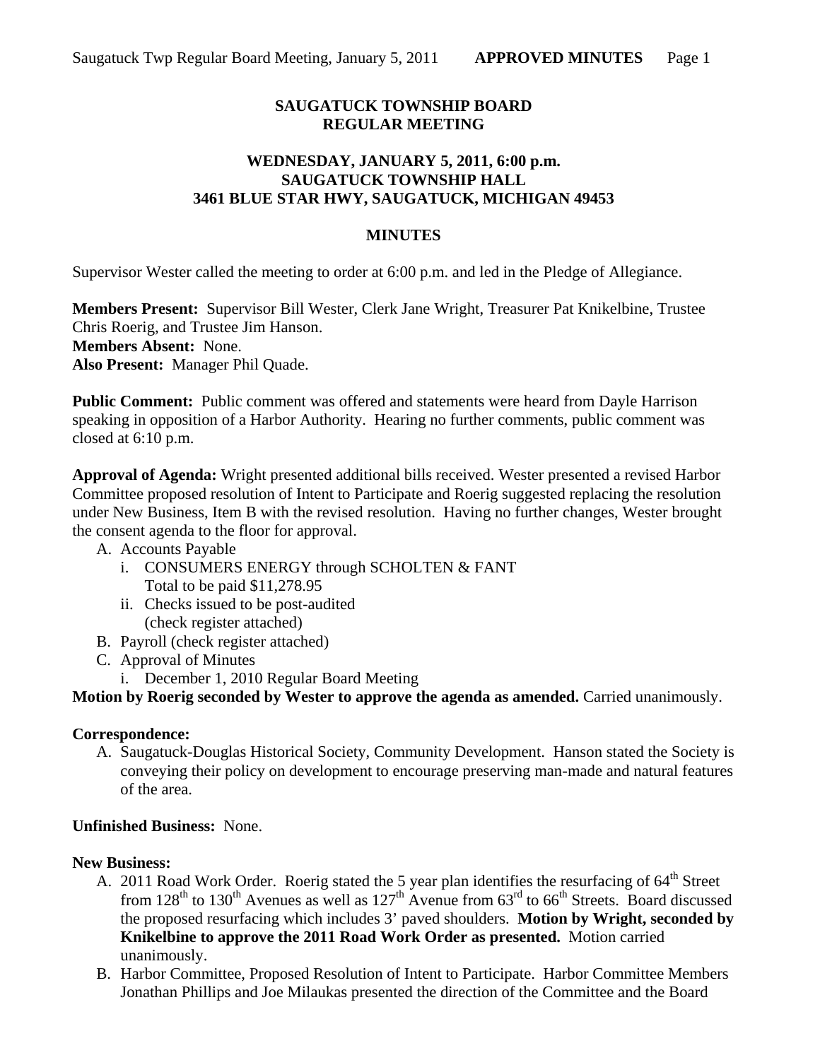# SAUGATUCK TOWNSHIP BOARD
# REGULAR MEETING

## WEDNESDAY, JANUARY 5, 2011, 6:00 p.m.
## SAUGATUCK TOWNSHIP HALL
## 3461 BLUE STAR HWY, SAUGATUCK, MICHIGAN 49453

## MINUTES

Supervisor Wester called the meeting to order at 6:00 p.m. and led in the Pledge of Allegiance.

**Members Present:** Supervisor Bill Wester, Clerk Jane Wright, Treasurer Pat Knikelbine, Trustee Chris Roerig, and Trustee Jim Hanson.
**Members Absent:** None.
**Also Present:** Manager Phil Quade.

**Public Comment:** Public comment was offered and statements were heard from Dayle Harrison speaking in opposition of a Harbor Authority. Hearing no further comments, public comment was closed at 6:10 p.m.

**Approval of Agenda:** Wright presented additional bills received. Wester presented a revised Harbor Committee proposed resolution of Intent to Participate and Roerig suggested replacing the resolution under New Business, Item B with the revised resolution. Having no further changes, Wester brought the consent agenda to the floor for approval.

A. Accounts Payable
   i. CONSUMERS ENERGY through SCHOLTEN & FANT
      Total to be paid $11,278.95
   ii. Checks issued to be post-audited
      (check register attached)
B. Payroll (check register attached)
C. Approval of Minutes
   i. December 1, 2010 Regular Board Meeting

**Motion by Roerig seconded by Wester to approve the agenda as amended.** Carried unanimously.

**Correspondence:**

A. Saugatuck-Douglas Historical Society, Community Development. Hanson stated the Society is conveying their policy on development to encourage preserving man-made and natural features of the area.

**Unfinished Business:** None.

**New Business:**

A. 2011 Road Work Order. Roerig stated the 5 year plan identifies the resurfacing of 64th Street from 128th to 130th Avenues as well as 127th Avenue from 63rd to 66th Streets. Board discussed the proposed resurfacing which includes 3' paved shoulders. **Motion by Wright, seconded by Knikelbine to approve the 2011 Road Work Order as presented.** Motion carried unanimously.
B. Harbor Committee, Proposed Resolution of Intent to Participate. Harbor Committee Members Jonathan Phillips and Joe Milaukas presented the direction of the Committee and the Board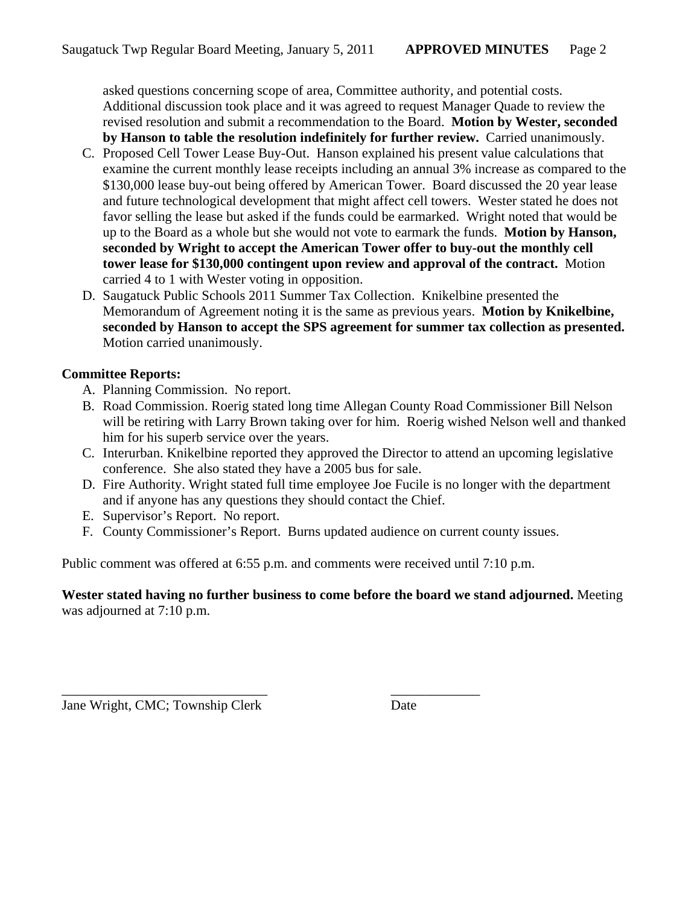asked questions concerning scope of area, Committee authority, and potential costs. Additional discussion took place and it was agreed to request Manager Quade to review the revised resolution and submit a recommendation to the Board. **Motion by Wester, seconded by Hanson to table the resolution indefinitely for further review.** Carried unanimously.

C. Proposed Cell Tower Lease Buy-Out. Hanson explained his present value calculations that examine the current monthly lease receipts including an annual 3% increase as compared to the $130,000 lease buy-out being offered by American Tower. Board discussed the 20 year lease and future technological development that might affect cell towers. Wester stated he does not favor selling the lease but asked if the funds could be earmarked. Wright noted that would be up to the Board as a whole but she would not vote to earmark the funds. **Motion by Hanson, seconded by Wright to accept the American Tower offer to buy-out the monthly cell tower lease for $130,000 contingent upon review and approval of the contract.** Motion carried 4 to 1 with Wester voting in opposition.

D. Saugatuck Public Schools 2011 Summer Tax Collection. Knikelbine presented the Memorandum of Agreement noting it is the same as previous years. **Motion by Knikelbine, seconded by Hanson to accept the SPS agreement for summer tax collection as presented.** Motion carried unanimously.

**Committee Reports:**

A. Planning Commission. No report.
B. Road Commission. Roerig stated long time Allegan County Road Commissioner Bill Nelson will be retiring with Larry Brown taking over for him. Roerig wished Nelson well and thanked him for his superb service over the years.
C. Interurban. Knikelbine reported they approved the Director to attend an upcoming legislative conference. She also stated they have a 2005 bus for sale.
D. Fire Authority. Wright stated full time employee Joe Fucile is no longer with the department and if anyone has any questions they should contact the Chief.
E. Supervisor's Report. No report.
F. County Commissioner's Report. Burns updated audience on current county issues.

Public comment was offered at 6:55 p.m. and comments were received until 7:10 p.m.

**Wester stated having no further business to come before the board we stand adjourned.** Meeting was adjourned at 7:10 p.m.

______________________________ _____________

Jane Wright, CMC; Township Clerk Date